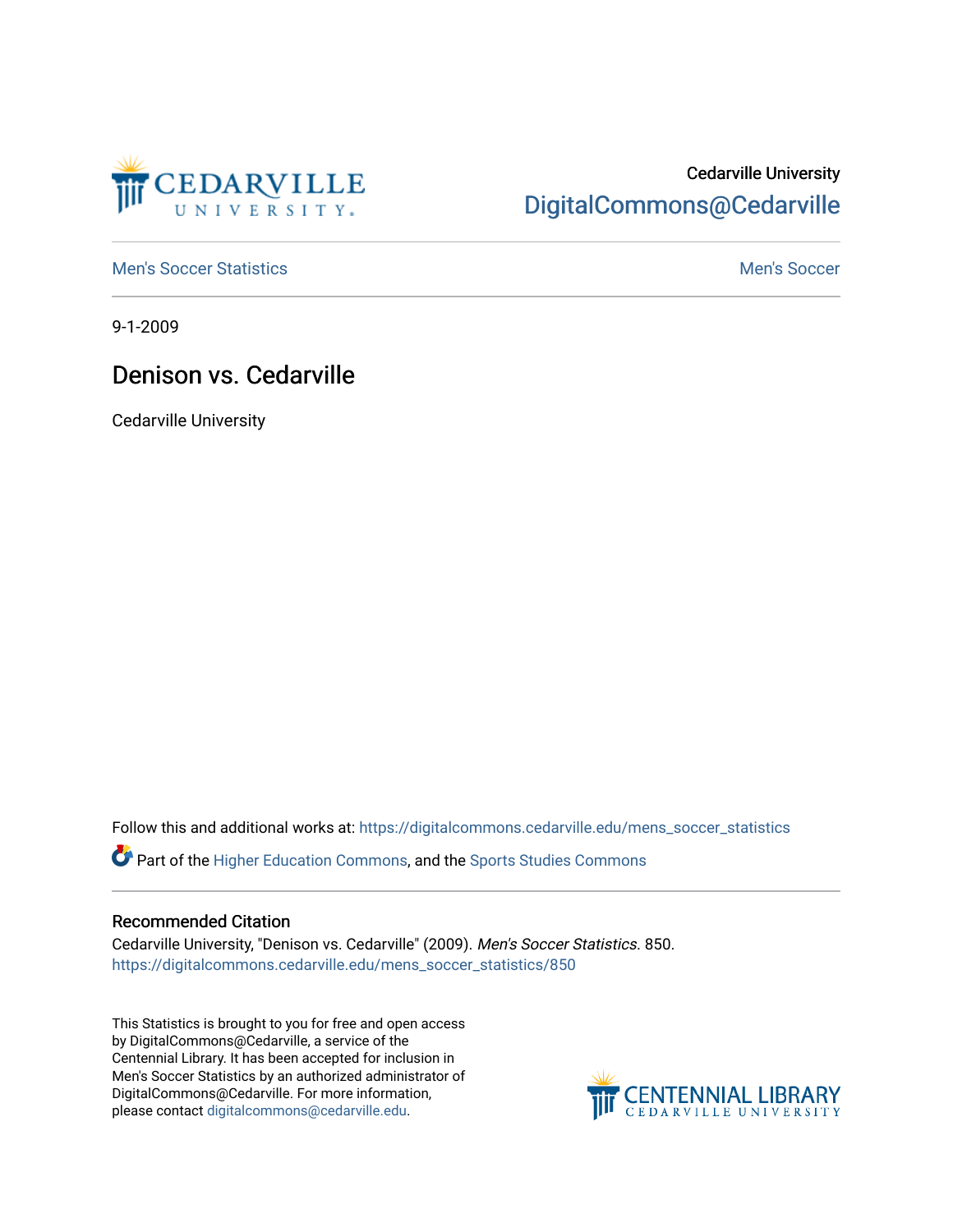Cedarville University

DigitalCommons@Cedarville

Men's Soccer Statistics

Men's Soccer

9-1-2009

# Denison vs. Cedarville

Cedarville University

Follow this and additional works at: https://digitalcommons.cedarville.edu/mens_soccer_statistics

Part of the Higher Education Commons, and the Sports Studies Commons

## Recommended Citation

Cedarville University, "Denison vs. Cedarville" (2009). *Men's Soccer Statistics*. 850.
https://digitalcommons.cedarville.edu/mens_soccer_statistics/850

This Statistics is brought to you for free and open access by DigitalCommons@Cedarville, a service of the Centennial Library. It has been accepted for inclusion in Men's Soccer Statistics by an authorized administrator of DigitalCommons@Cedarville. For more information, please contact digitalcommons@cedarville.edu.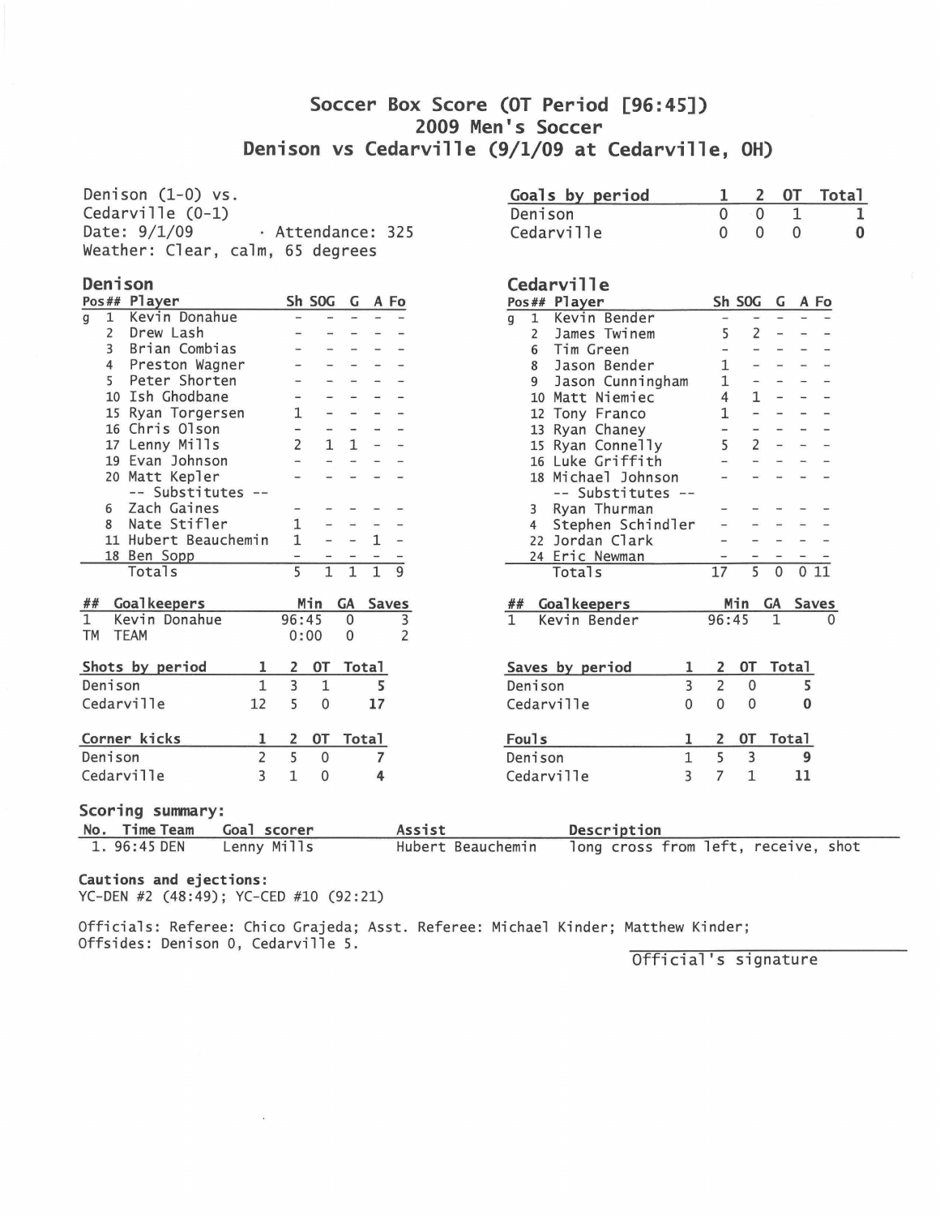# Soccer Box Score (OT Period [96:45])
## 2009 Men's Soccer
## Denison vs Cedarville (9/1/09 at Cedarville, OH)

Denison (1-0) vs.
Cedarville (0-1)
Date: 9/1/09 · Attendance: 325
Weather: Clear, calm, 65 degrees

| Goals by period | 1 | 2 | OT | Total |
|---|---|---|---|---|
| Denison | 0 | 0 | 1 | 1 |
| Cedarville | 0 | 0 | 0 | 0 |

### Denison

| Pos | ## | Player | Sh | SOG | G | A | Fo |
|---|---|---|---|---|---|---|---|
| g | 1 | Kevin Donahue | - | - | - | - | - |
| | 2 | Drew Lash | - | - | - | - | - |
| | 3 | Brian Combias | - | - | - | - | - |
| | 4 | Preston Wagner | - | - | - | - | - |
| | 5 | Peter Shorten | - | - | - | - | - |
| | 10 | Ish Ghodbane | - | - | - | - | - |
| | 15 | Ryan Torgersen | 1 | - | - | - | - |
| | 16 | Chris Olson | - | - | - | - | - |
| | 17 | Lenny Mills | 2 | 1 | 1 | - | - |
| | 19 | Evan Johnson | - | - | - | - | - |
| | 20 | Matt Kepler | - | - | - | - | - |
| | | -- Substitutes -- | | | | | |
| | 6 | Zach Gaines | - | - | - | - | - |
| | 8 | Nate Stifler | 1 | - | - | - | - |
| | 11 | Hubert Beauchemin | 1 | - | - | 1 | - |
| | 18 | Ben Sopp | - | - | - | - | - |
| | | Totals | 5 | 1 | 1 | 1 | 9 |

| ## | Goalkeepers | Min | GA | Saves |
|---|---|---|---|---|
| 1 | Kevin Donahue | 96:45 | 0 | 3 |
| TM | TEAM | 0:00 | 0 | 2 |

| Shots by period | 1 | 2 | OT | Total |
|---|---|---|---|---|
| Denison | 1 | 3 | 1 | 5 |
| Cedarville | 12 | 5 | 0 | 17 |

| Corner kicks | 1 | 2 | OT | Total |
|---|---|---|---|---|
| Denison | 2 | 5 | 0 | 7 |
| Cedarville | 3 | 1 | 0 | 4 |

### Cedarville

| Pos | ## | Player | Sh | SOG | G | A | Fo |
|---|---|---|---|---|---|---|---|
| g | 1 | Kevin Bender | - | - | - | - | - |
| | 2 | James Twinem | 5 | 2 | - | - | - |
| | 6 | Tim Green | - | - | - | - | - |
| | 8 | Jason Bender | 1 | - | - | - | - |
| | 9 | Jason Cunningham | 1 | - | - | - | - |
| | 10 | Matt Niemiec | 4 | 1 | - | - | - |
| | 12 | Tony Franco | 1 | - | - | - | - |
| | 13 | Ryan Chaney | - | - | - | - | - |
| | 15 | Ryan Connelly | 5 | 2 | - | - | - |
| | 16 | Luke Griffith | - | - | - | - | - |
| | 18 | Michael Johnson | - | - | - | - | - |
| | | -- Substitutes -- | | | | | |
| | 3 | Ryan Thurman | - | - | - | - | - |
| | 4 | Stephen Schindler | - | - | - | - | - |
| | 22 | Jordan Clark | - | - | - | - | - |
| | 24 | Eric Newman | - | - | - | - | - |
| | | Totals | 17 | 5 | 0 | 0 | 11 |

| ## | Goalkeepers | Min | GA | Saves |
|---|---|---|---|---|
| 1 | Kevin Bender | 96:45 | 1 | 0 |

| Saves by period | 1 | 2 | OT | Total |
|---|---|---|---|---|
| Denison | 3 | 2 | 0 | 5 |
| Cedarville | 0 | 0 | 0 | 0 |

| Fouls | 1 | 2 | OT | Total |
|---|---|---|---|---|
| Denison | 1 | 5 | 3 | 9 |
| Cedarville | 3 | 7 | 1 | 11 |

**Scoring summary:**

| No. | Time | Team | Goal scorer | Assist | Description |
|---|---|---|---|---|---|
| 1. | 96:45 | DEN | Lenny Mills | Hubert Beauchemin | long cross from left, receive, shot |

**Cautions and ejections:**
YC-DEN #2 (48:49); YC-CED #10 (92:21)

Officials: Referee: Chico Grajeda; Asst. Referee: Michael Kinder; Matthew Kinder;
Offsides: Denison 0, Cedarville 5.

Official's signature